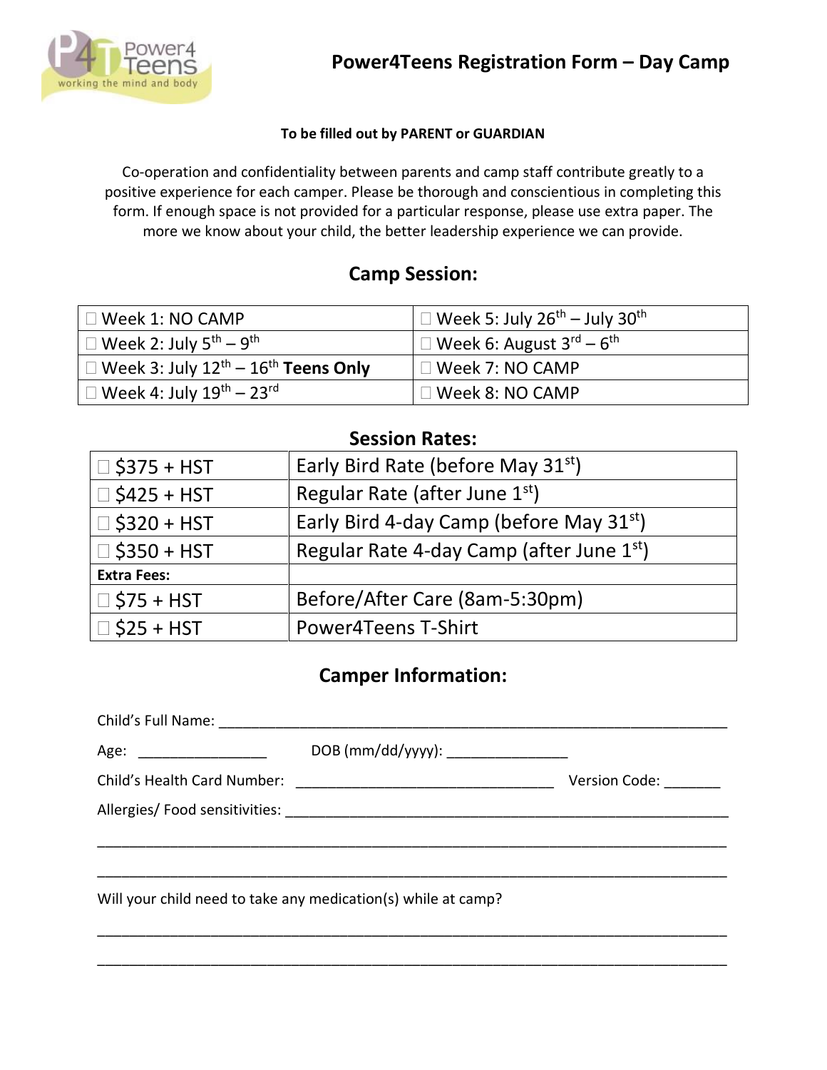# Power4Teens Registration Form – Day Camp

**To be filled out by PARENT or GUARDIAN**

Co-operation and confidentiality between parents and camp staff contribute greatly to a positive experience for each camper. Please be thorough and conscientious in completing this form. If enough space is not provided for a particular response, please use extra paper. The more we know about your child, the better leadership experience we can provide.

## Camp Session:

| | |
|---|---|
| ☐ Week 1: NO CAMP | ☐ Week 5: July 26th – July 30th |
| ☐ Week 2: July 5th – 9th | ☐ Week 6: August 3rd – 6th |
| ☐ Week 3: July 12th – 16th **Teens Only** | ☐ Week 7: NO CAMP |
| ☐ Week 4: July 19th – 23rd | ☐ Week 8: NO CAMP |

## Session Rates:

| | |
|---|---|
| ☐ $375 + HST | Early Bird Rate (before May 31st) |
| ☐ $425 + HST | Regular Rate (after June 1st) |
| ☐ $320 + HST | Early Bird 4-day Camp (before May 31st) |
| ☐ $350 + HST | Regular Rate 4-day Camp (after June 1st) |
| **Extra Fees:** | |
| ☐ $75 + HST | Before/After Care (8am-5:30pm) |
| ☐ $25 + HST | Power4Teens T-Shirt |

## Camper Information:

Child's Full Name: ______________________________________________________________

Age: ________________ DOB (mm/dd/yyyy): _______________

Child's Health Card Number: ________________________________ Version Code: _______

Allergies/ Food sensitivities: ______________________________________________________

_______________________________________________________________________________

_______________________________________________________________________________

Will your child need to take any medication(s) while at camp?

_______________________________________________________________________________

_______________________________________________________________________________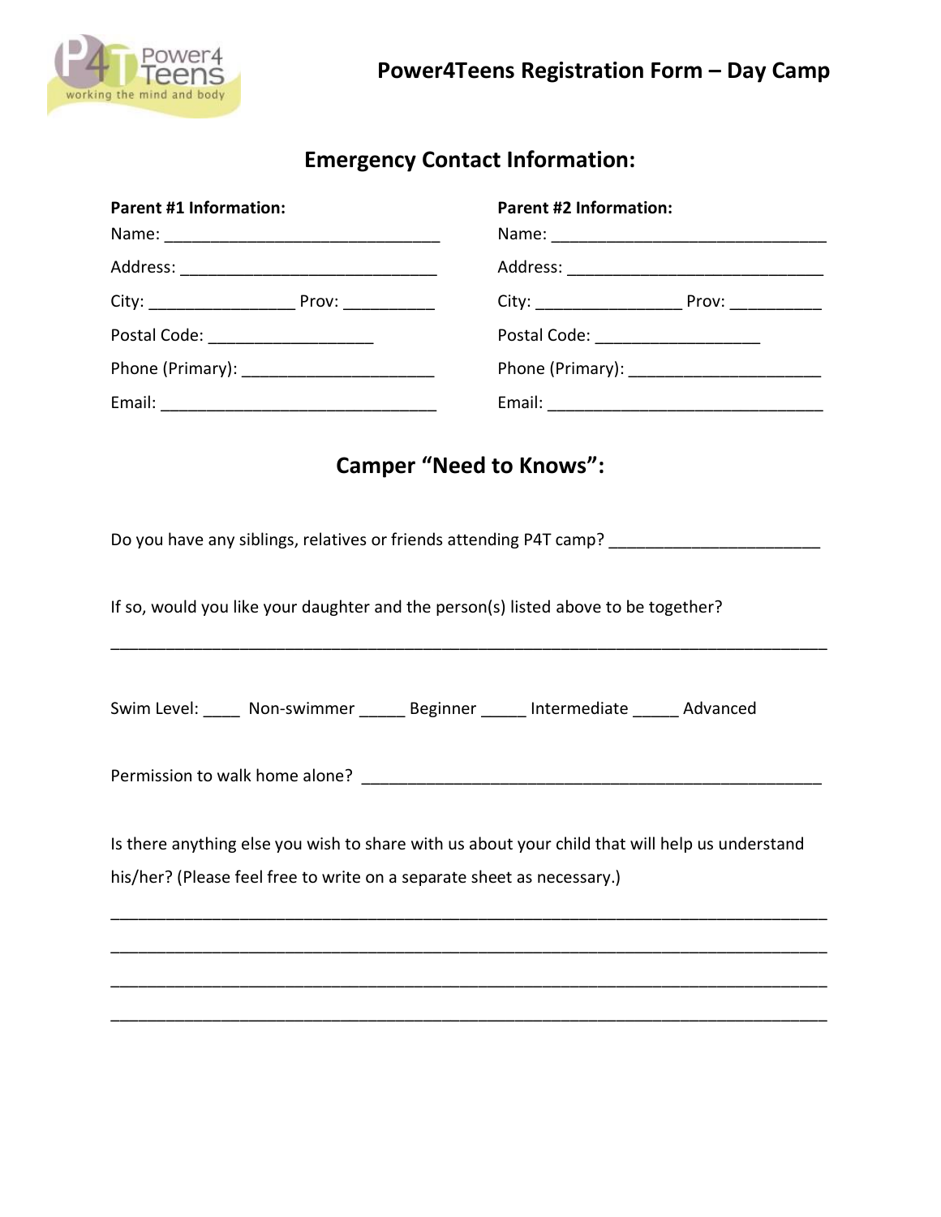# Power4Teens Registration Form – Day Camp

## Emergency Contact Information:

**Parent #1 Information:**

Name: ______________________________

Address: ____________________________

City: ________________ Prov: __________

Postal Code: __________________

Phone (Primary): _____________________

Email: ______________________________

**Parent #2 Information:**

Name: ______________________________

Address: ____________________________

City: ________________ Prov: __________

Postal Code: __________________

Phone (Primary): _____________________

Email: ______________________________

## Camper "Need to Knows":

Do you have any siblings, relatives or friends attending P4T camp? _______________________

If so, would you like your daughter and the person(s) listed above to be together?

_____________________________________________________________________________

Swim Level: ____ Non-swimmer _____ Beginner _____ Intermediate _____ Advanced

Permission to walk home alone? ___________________________________________________

Is there anything else you wish to share with us about your child that will help us understand his/her? (Please feel free to write on a separate sheet as necessary.)

_____________________________________________________________________________

_____________________________________________________________________________

_____________________________________________________________________________

_____________________________________________________________________________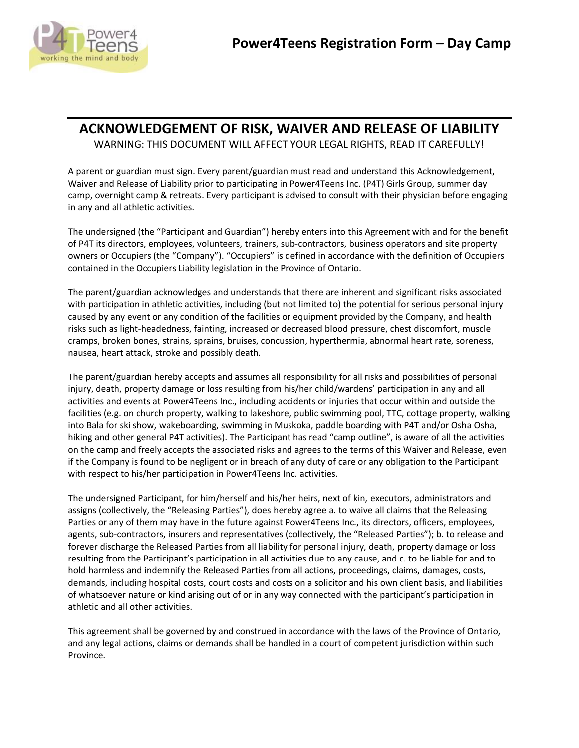# Power4Teens Registration Form – Day Camp

## ACKNOWLEDGEMENT OF RISK, WAIVER AND RELEASE OF LIABILITY

WARNING: THIS DOCUMENT WILL AFFECT YOUR LEGAL RIGHTS, READ IT CAREFULLY!

A parent or guardian must sign. Every parent/guardian must read and understand this Acknowledgement, Waiver and Release of Liability prior to participating in Power4Teens Inc. (P4T) Girls Group, summer day camp, overnight camp & retreats. Every participant is advised to consult with their physician before engaging in any and all athletic activities.

The undersigned (the "Participant and Guardian") hereby enters into this Agreement with and for the benefit of P4T its directors, employees, volunteers, trainers, sub-contractors, business operators and site property owners or Occupiers (the "Company"). "Occupiers" is defined in accordance with the definition of Occupiers contained in the Occupiers Liability legislation in the Province of Ontario.

The parent/guardian acknowledges and understands that there are inherent and significant risks associated with participation in athletic activities, including (but not limited to) the potential for serious personal injury caused by any event or any condition of the facilities or equipment provided by the Company, and health risks such as light-headedness, fainting, increased or decreased blood pressure, chest discomfort, muscle cramps, broken bones, strains, sprains, bruises, concussion, hyperthermia, abnormal heart rate, soreness, nausea, heart attack, stroke and possibly death.

The parent/guardian hereby accepts and assumes all responsibility for all risks and possibilities of personal injury, death, property damage or loss resulting from his/her child/wardens' participation in any and all activities and events at Power4Teens Inc., including accidents or injuries that occur within and outside the facilities (e.g. on church property, walking to lakeshore, public swimming pool, TTC, cottage property, walking into Bala for ski show, wakeboarding, swimming in Muskoka, paddle boarding with P4T and/or Osha Osha, hiking and other general P4T activities). The Participant has read "camp outline", is aware of all the activities on the camp and freely accepts the associated risks and agrees to the terms of this Waiver and Release, even if the Company is found to be negligent or in breach of any duty of care or any obligation to the Participant with respect to his/her participation in Power4Teens Inc. activities.

The undersigned Participant, for him/herself and his/her heirs, next of kin, executors, administrators and assigns (collectively, the "Releasing Parties"), does hereby agree a. to waive all claims that the Releasing Parties or any of them may have in the future against Power4Teens Inc., its directors, officers, employees, agents, sub-contractors, insurers and representatives (collectively, the "Released Parties"); b. to release and forever discharge the Released Parties from all liability for personal injury, death, property damage or loss resulting from the Participant's participation in all activities due to any cause, and c. to be liable for and to hold harmless and indemnify the Released Parties from all actions, proceedings, claims, damages, costs, demands, including hospital costs, court costs and costs on a solicitor and his own client basis, and liabilities of whatsoever nature or kind arising out of or in any way connected with the participant's participation in athletic and all other activities.

This agreement shall be governed by and construed in accordance with the laws of the Province of Ontario, and any legal actions, claims or demands shall be handled in a court of competent jurisdiction within such Province.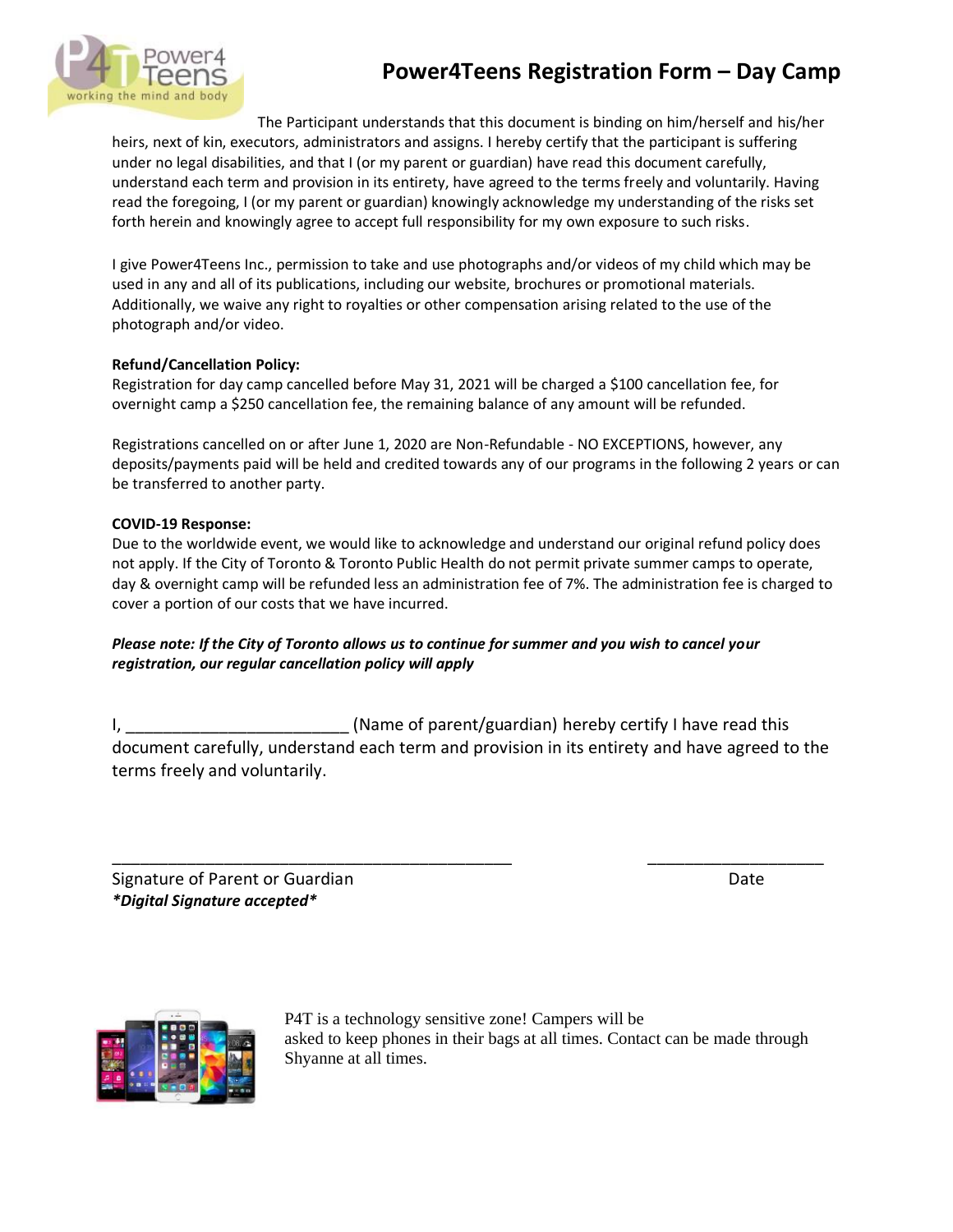# Power4Teens Registration Form – Day Camp

The Participant understands that this document is binding on him/herself and his/her heirs, next of kin, executors, administrators and assigns. I hereby certify that the participant is suffering under no legal disabilities, and that I (or my parent or guardian) have read this document carefully, understand each term and provision in its entirety, have agreed to the terms freely and voluntarily. Having read the foregoing, I (or my parent or guardian) knowingly acknowledge my understanding of the risks set forth herein and knowingly agree to accept full responsibility for my own exposure to such risks.

I give Power4Teens Inc., permission to take and use photographs and/or videos of my child which may be used in any and all of its publications, including our website, brochures or promotional materials. Additionally, we waive any right to royalties or other compensation arising related to the use of the photograph and/or video.

**Refund/Cancellation Policy:**
Registration for day camp cancelled before May 31, 2021 will be charged a $100 cancellation fee, for overnight camp a $250 cancellation fee, the remaining balance of any amount will be refunded.

Registrations cancelled on or after June 1, 2020 are Non-Refundable - NO EXCEPTIONS, however, any deposits/payments paid will be held and credited towards any of our programs in the following 2 years or can be transferred to another party.

**COVID-19 Response:**
Due to the worldwide event, we would like to acknowledge and understand our original refund policy does not apply. If the City of Toronto & Toronto Public Health do not permit private summer camps to operate, day & overnight camp will be refunded less an administration fee of 7%. The administration fee is charged to cover a portion of our costs that we have incurred.

***Please note: If the City of Toronto allows us to continue for summer and you wish to cancel your registration, our regular cancellation policy will apply***

I, ________________________ (Name of parent/guardian) hereby certify I have read this document carefully, understand each term and provision in its entirety and have agreed to the terms freely and voluntarily.

_____________________________________________ ____________________

Signature of Parent or Guardian Date

***Digital Signature accepted***

P4T is a technology sensitive zone! Campers will be asked to keep phones in their bags at all times. Contact can be made through Shyanne at all times.